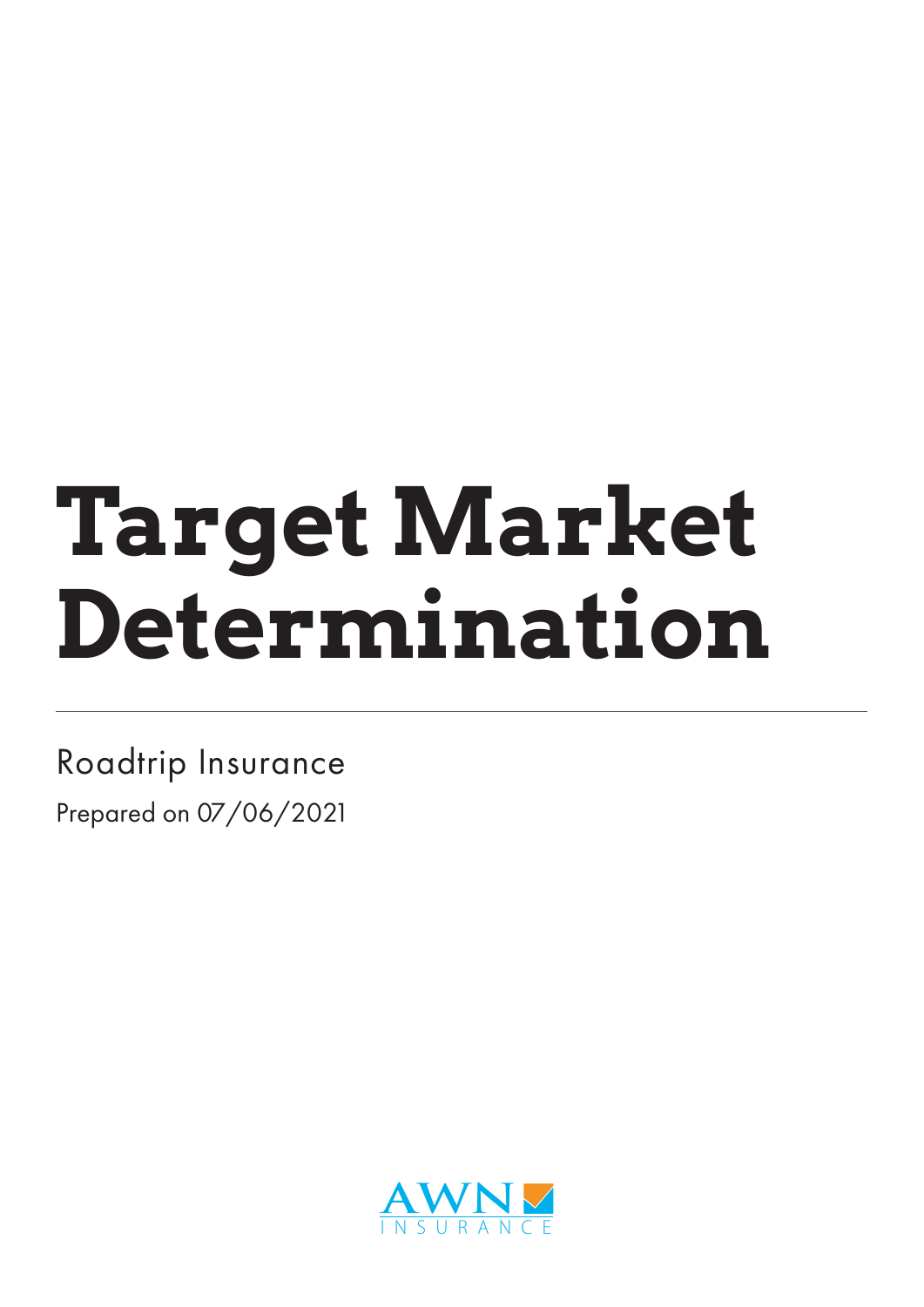# Target Market Determination

Roadtrip Insurance

Prepared on 07/06/2021

AWN INSURANCE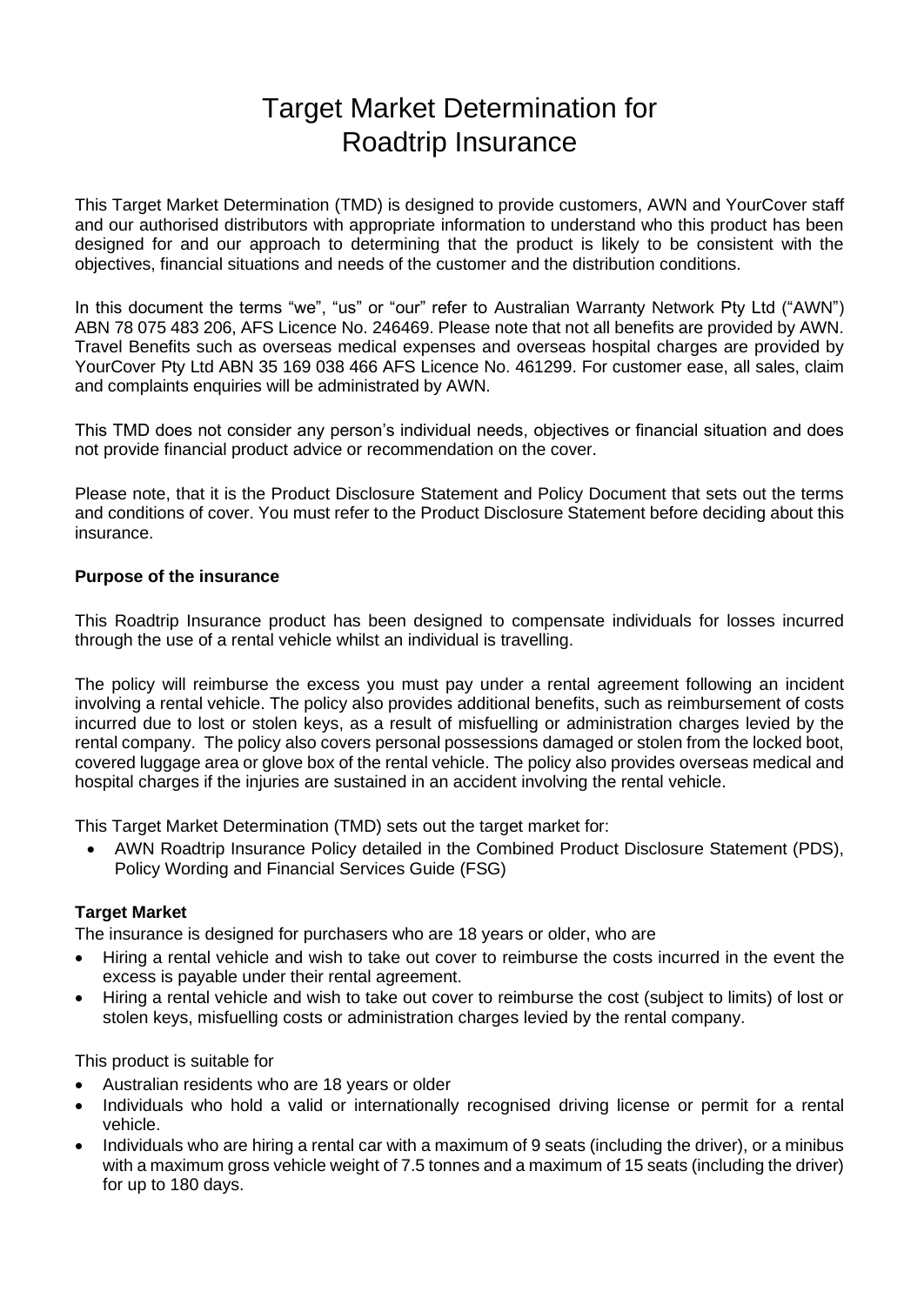# Target Market Determination for Roadtrip Insurance

This Target Market Determination (TMD) is designed to provide customers, AWN and YourCover staff and our authorised distributors with appropriate information to understand who this product has been designed for and our approach to determining that the product is likely to be consistent with the objectives, financial situations and needs of the customer and the distribution conditions.

In this document the terms "we", "us" or "our" refer to Australian Warranty Network Pty Ltd ("AWN") ABN 78 075 483 206, AFS Licence No. 246469. Please note that not all benefits are provided by AWN. Travel Benefits such as overseas medical expenses and overseas hospital charges are provided by YourCover Pty Ltd ABN 35 169 038 466 AFS Licence No. 461299. For customer ease, all sales, claim and complaints enquiries will be administrated by AWN.

This TMD does not consider any person's individual needs, objectives or financial situation and does not provide financial product advice or recommendation on the cover.

Please note, that it is the Product Disclosure Statement and Policy Document that sets out the terms and conditions of cover. You must refer to the Product Disclosure Statement before deciding about this insurance.

**Purpose of the insurance**

This Roadtrip Insurance product has been designed to compensate individuals for losses incurred through the use of a rental vehicle whilst an individual is travelling.

The policy will reimburse the excess you must pay under a rental agreement following an incident involving a rental vehicle. The policy also provides additional benefits, such as reimbursement of costs incurred due to lost or stolen keys, as a result of misfuelling or administration charges levied by the rental company. The policy also covers personal possessions damaged or stolen from the locked boot, covered luggage area or glove box of the rental vehicle. The policy also provides overseas medical and hospital charges if the injuries are sustained in an accident involving the rental vehicle.

This Target Market Determination (TMD) sets out the target market for:

- AWN Roadtrip Insurance Policy detailed in the Combined Product Disclosure Statement (PDS), Policy Wording and Financial Services Guide (FSG)

**Target Market**

The insurance is designed for purchasers who are 18 years or older, who are

- Hiring a rental vehicle and wish to take out cover to reimburse the costs incurred in the event the excess is payable under their rental agreement.
- Hiring a rental vehicle and wish to take out cover to reimburse the cost (subject to limits) of lost or stolen keys, misfuelling costs or administration charges levied by the rental company.

This product is suitable for

- Australian residents who are 18 years or older
- Individuals who hold a valid or internationally recognised driving license or permit for a rental vehicle.
- Individuals who are hiring a rental car with a maximum of 9 seats (including the driver), or a minibus with a maximum gross vehicle weight of 7.5 tonnes and a maximum of 15 seats (including the driver) for up to 180 days.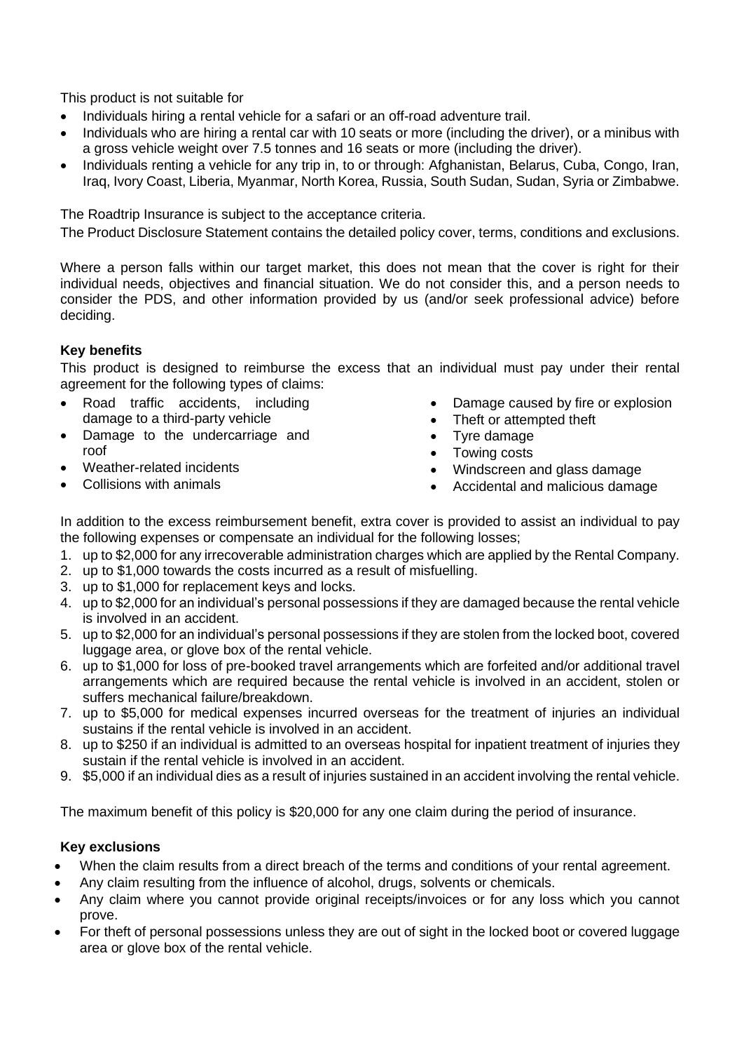This product is not suitable for

- Individuals hiring a rental vehicle for a safari or an off-road adventure trail.
- Individuals who are hiring a rental car with 10 seats or more (including the driver), or a minibus with a gross vehicle weight over 7.5 tonnes and 16 seats or more (including the driver).
- Individuals renting a vehicle for any trip in, to or through: Afghanistan, Belarus, Cuba, Congo, Iran, Iraq, Ivory Coast, Liberia, Myanmar, North Korea, Russia, South Sudan, Sudan, Syria or Zimbabwe.

The Roadtrip Insurance is subject to the acceptance criteria.

The Product Disclosure Statement contains the detailed policy cover, terms, conditions and exclusions.

Where a person falls within our target market, this does not mean that the cover is right for their individual needs, objectives and financial situation. We do not consider this, and a person needs to consider the PDS, and other information provided by us (and/or seek professional advice) before deciding.

**Key benefits**

This product is designed to reimburse the excess that an individual must pay under their rental agreement for the following types of claims:

- Road traffic accidents, including damage to a third-party vehicle
- Damage to the undercarriage and roof
- Weather-related incidents
- Collisions with animals
- Damage caused by fire or explosion
- Theft or attempted theft
- Tyre damage
- Towing costs
- Windscreen and glass damage
- Accidental and malicious damage

In addition to the excess reimbursement benefit, extra cover is provided to assist an individual to pay the following expenses or compensate an individual for the following losses;

1. up to $2,000 for any irrecoverable administration charges which are applied by the Rental Company.
2. up to $1,000 towards the costs incurred as a result of misfuelling.
3. up to $1,000 for replacement keys and locks.
4. up to $2,000 for an individual's personal possessions if they are damaged because the rental vehicle is involved in an accident.
5. up to $2,000 for an individual's personal possessions if they are stolen from the locked boot, covered luggage area, or glove box of the rental vehicle.
6. up to $1,000 for loss of pre-booked travel arrangements which are forfeited and/or additional travel arrangements which are required because the rental vehicle is involved in an accident, stolen or suffers mechanical failure/breakdown.
7. up to $5,000 for medical expenses incurred overseas for the treatment of injuries an individual sustains if the rental vehicle is involved in an accident.
8. up to $250 if an individual is admitted to an overseas hospital for inpatient treatment of injuries they sustain if the rental vehicle is involved in an accident.
9. $5,000 if an individual dies as a result of injuries sustained in an accident involving the rental vehicle.

The maximum benefit of this policy is $20,000 for any one claim during the period of insurance.

**Key exclusions**

- When the claim results from a direct breach of the terms and conditions of your rental agreement.
- Any claim resulting from the influence of alcohol, drugs, solvents or chemicals.
- Any claim where you cannot provide original receipts/invoices or for any loss which you cannot prove.
- For theft of personal possessions unless they are out of sight in the locked boot or covered luggage area or glove box of the rental vehicle.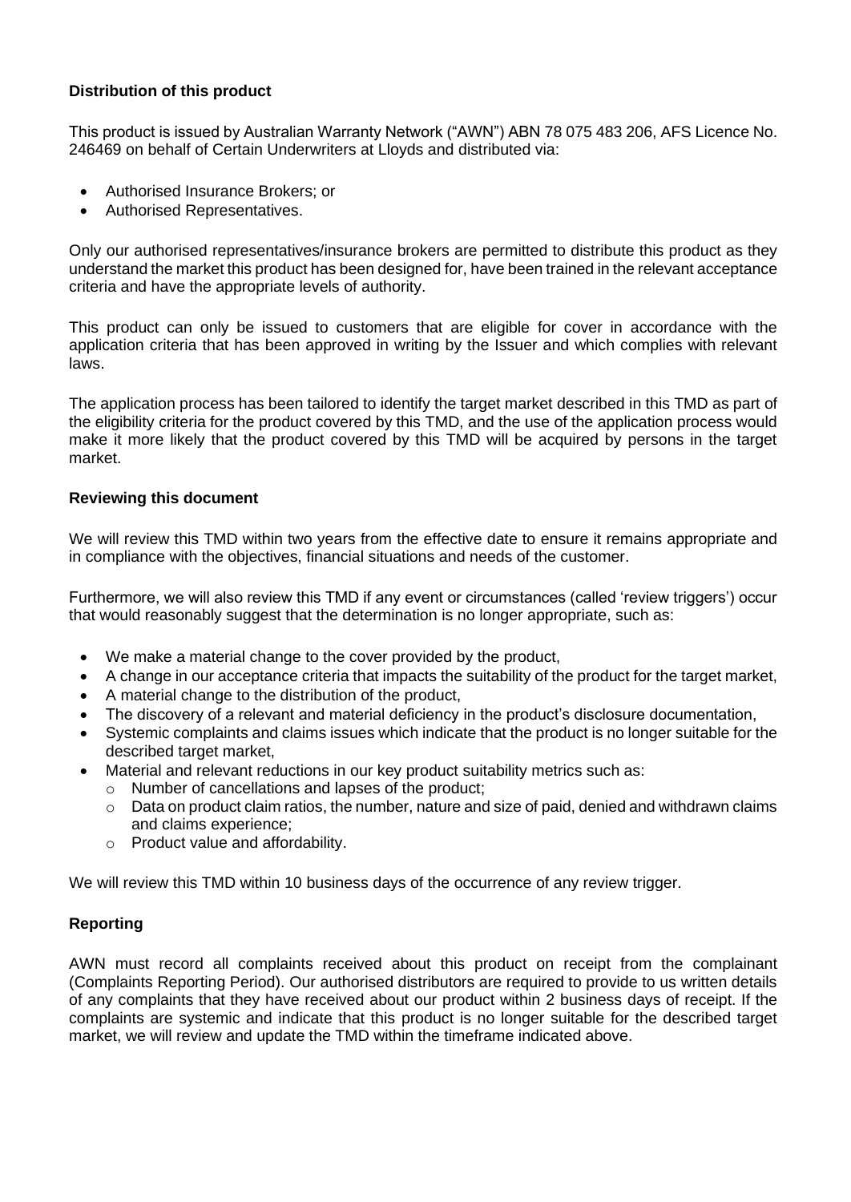**Distribution of this product**

This product is issued by Australian Warranty Network ("AWN") ABN 78 075 483 206, AFS Licence No. 246469 on behalf of Certain Underwriters at Lloyds and distributed via:

- Authorised Insurance Brokers; or
- Authorised Representatives.

Only our authorised representatives/insurance brokers are permitted to distribute this product as they understand the market this product has been designed for, have been trained in the relevant acceptance criteria and have the appropriate levels of authority.

This product can only be issued to customers that are eligible for cover in accordance with the application criteria that has been approved in writing by the Issuer and which complies with relevant laws.

The application process has been tailored to identify the target market described in this TMD as part of the eligibility criteria for the product covered by this TMD, and the use of the application process would make it more likely that the product covered by this TMD will be acquired by persons in the target market.

**Reviewing this document**

We will review this TMD within two years from the effective date to ensure it remains appropriate and in compliance with the objectives, financial situations and needs of the customer.

Furthermore, we will also review this TMD if any event or circumstances (called 'review triggers') occur that would reasonably suggest that the determination is no longer appropriate, such as:

- We make a material change to the cover provided by the product,
- A change in our acceptance criteria that impacts the suitability of the product for the target market,
- A material change to the distribution of the product,
- The discovery of a relevant and material deficiency in the product's disclosure documentation,
- Systemic complaints and claims issues which indicate that the product is no longer suitable for the described target market,
- Material and relevant reductions in our key product suitability metrics such as:
  - Number of cancellations and lapses of the product;
  - Data on product claim ratios, the number, nature and size of paid, denied and withdrawn claims and claims experience;
  - Product value and affordability.

We will review this TMD within 10 business days of the occurrence of any review trigger.

**Reporting**

AWN must record all complaints received about this product on receipt from the complainant (Complaints Reporting Period). Our authorised distributors are required to provide to us written details of any complaints that they have received about our product within 2 business days of receipt. If the complaints are systemic and indicate that this product is no longer suitable for the described target market, we will review and update the TMD within the timeframe indicated above.